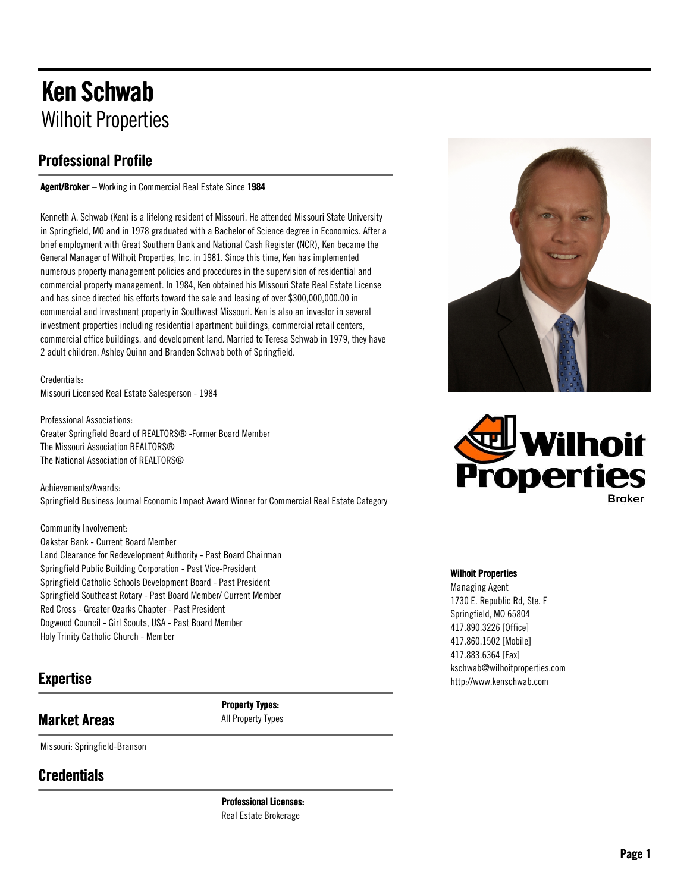# Ken Schwab

Wilhoit Properties

## Professional Profile

**Agent/Broker** – Working in Commercial Real Estate Since **1984**

Kenneth A. Schwab (Ken) is a lifelong resident of Missouri. He attended Missouri State University in Springfield, MO and in 1978 graduated with a Bachelor of Science degree in Economics. After a brief employment with Great Southern Bank and National Cash Register (NCR), Ken became the General Manager of Wilhoit Properties, Inc. in 1981. Since this time, Ken has implemented numerous property management policies and procedures in the supervision of residential and commercial property management. In 1984, Ken obtained his Missouri State Real Estate License and has since directed his efforts toward the sale and leasing of over $300,000,000.00 in commercial and investment property in Southwest Missouri. Ken is also an investor in several investment properties including residential apartment buildings, commercial retail centers, commercial office buildings, and development land. Married to Teresa Schwab in 1979, they have 2 adult children, Ashley Quinn and Branden Schwab both of Springfield.

Credentials:
Missouri Licensed Real Estate Salesperson - 1984

Professional Associations:
Greater Springfield Board of REALTORS® -Former Board Member
The Missouri Association REALTORS®
The National Association of REALTORS®

Achievements/Awards:
Springfield Business Journal Economic Impact Award Winner for Commercial Real Estate Category

Community Involvement:
Oakstar Bank - Current Board Member
Land Clearance for Redevelopment Authority - Past Board Chairman
Springfield Public Building Corporation - Past Vice-President
Springfield Catholic Schools Development Board - Past President
Springfield Southeast Rotary - Past Board Member/ Current Member
Red Cross - Greater Ozarks Chapter - Past President
Dogwood Council - Girl Scouts, USA - Past Board Member
Holy Trinity Catholic Church - Member

**Wilhoit Properties**
Managing Agent
1730 E. Republic Rd, Ste. F
Springfield, MO 65804
417.890.3226 [Office]
417.860.1502 [Mobile]
417.883.6364 [Fax]
kschwab@wilhoitproperties.com
http://www.kenschwab.com

## Expertise

**Property Types:**
All Property Types

## Market Areas

Missouri: Springfield-Branson

## Credentials

**Professional Licenses:**
Real Estate Brokerage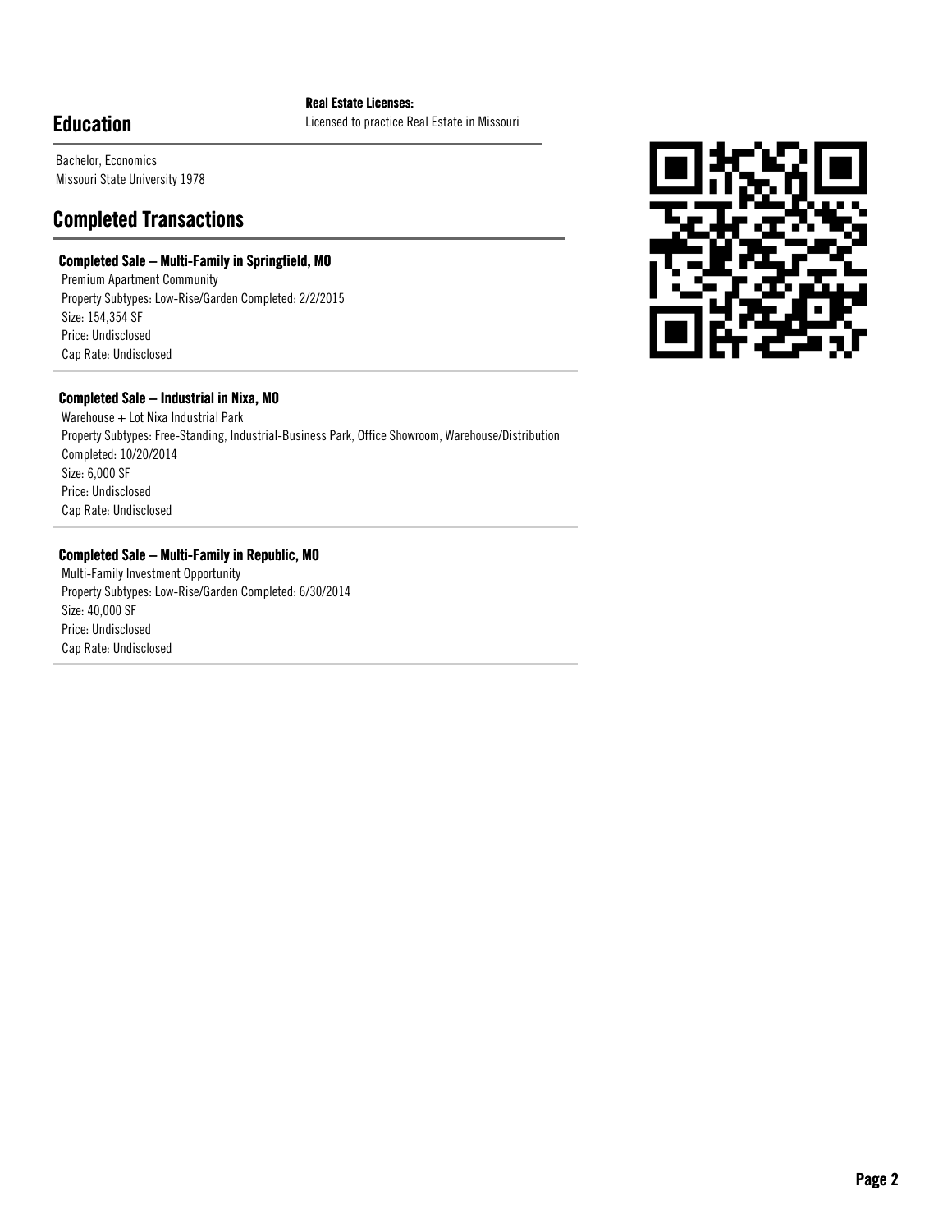## Education

**Real Estate Licenses:**
Licensed to practice Real Estate in Missouri

Bachelor, Economics
Missouri State University 1978

## Completed Transactions

**Completed Sale – Multi-Family in Springfield, MO**

Premium Apartment Community
Property Subtypes: Low-Rise/Garden Completed: 2/2/2015
Size: 154,354 SF
Price: Undisclosed
Cap Rate: Undisclosed

**Completed Sale – Industrial in Nixa, MO**

Warehouse + Lot Nixa Industrial Park
Property Subtypes: Free-Standing, Industrial-Business Park, Office Showroom, Warehouse/Distribution
Completed: 10/20/2014
Size: 6,000 SF
Price: Undisclosed
Cap Rate: Undisclosed

**Completed Sale – Multi-Family in Republic, MO**

Multi-Family Investment Opportunity
Property Subtypes: Low-Rise/Garden Completed: 6/30/2014
Size: 40,000 SF
Price: Undisclosed
Cap Rate: Undisclosed